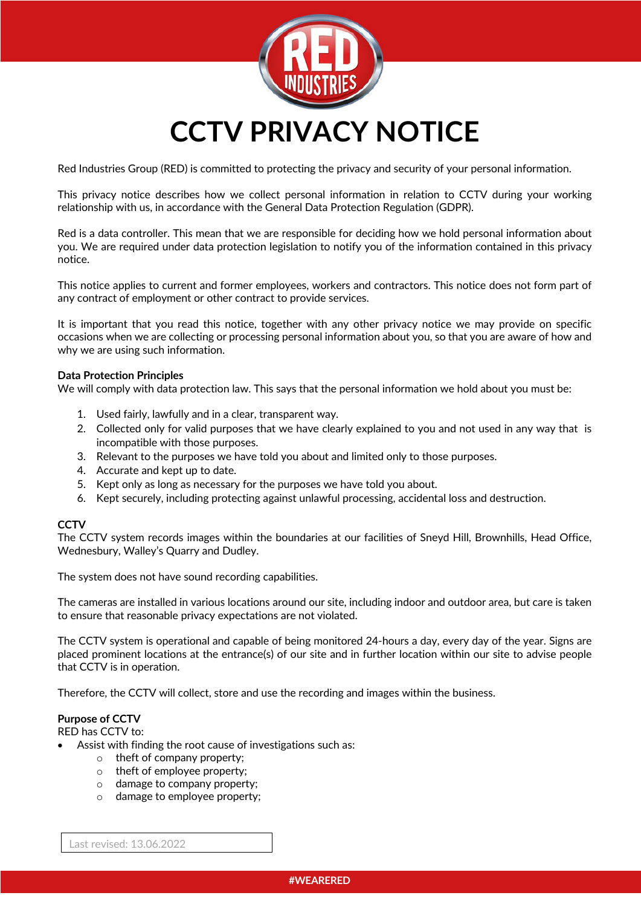# CCTV PRIVACY NOTICE

Red Industries Group (RED) is committed to protecting the privacy and security of your personal information.

This privacy notice describes how we collect personal information in relation to CCTV during your working relationship with us, in accordance with the General Data Protection Regulation (GDPR).

Red is a data controller. This mean that we are responsible for deciding how we hold personal information about you. We are required under data protection legislation to notify you of the information contained in this privacy notice.

This notice applies to current and former employees, workers and contractors. This notice does not form part of any contract of employment or other contract to provide services.

It is important that you read this notice, together with any other privacy notice we may provide on specific occasions when we are collecting or processing personal information about you, so that you are aware of how and why we are using such information.

**Data Protection Principles**

We will comply with data protection law. This says that the personal information we hold about you must be:

1. Used fairly, lawfully and in a clear, transparent way.
2. Collected only for valid purposes that we have clearly explained to you and not used in any way that is incompatible with those purposes.
3. Relevant to the purposes we have told you about and limited only to those purposes.
4. Accurate and kept up to date.
5. Kept only as long as necessary for the purposes we have told you about.
6. Kept securely, including protecting against unlawful processing, accidental loss and destruction.

**CCTV**

The CCTV system records images within the boundaries at our facilities of Sneyd Hill, Brownhills, Head Office, Wednesbury, Walley's Quarry and Dudley.

The system does not have sound recording capabilities.

The cameras are installed in various locations around our site, including indoor and outdoor area, but care is taken to ensure that reasonable privacy expectations are not violated.

The CCTV system is operational and capable of being monitored 24-hours a day, every day of the year. Signs are placed prominent locations at the entrance(s) of our site and in further location within our site to advise people that CCTV is in operation.

Therefore, the CCTV will collect, store and use the recording and images within the business.

**Purpose of CCTV**

RED has CCTV to:

- Assist with finding the root cause of investigations such as:
  - theft of company property;
  - theft of employee property;
  - damage to company property;
  - damage to employee property;

Last revised: 13.06.2022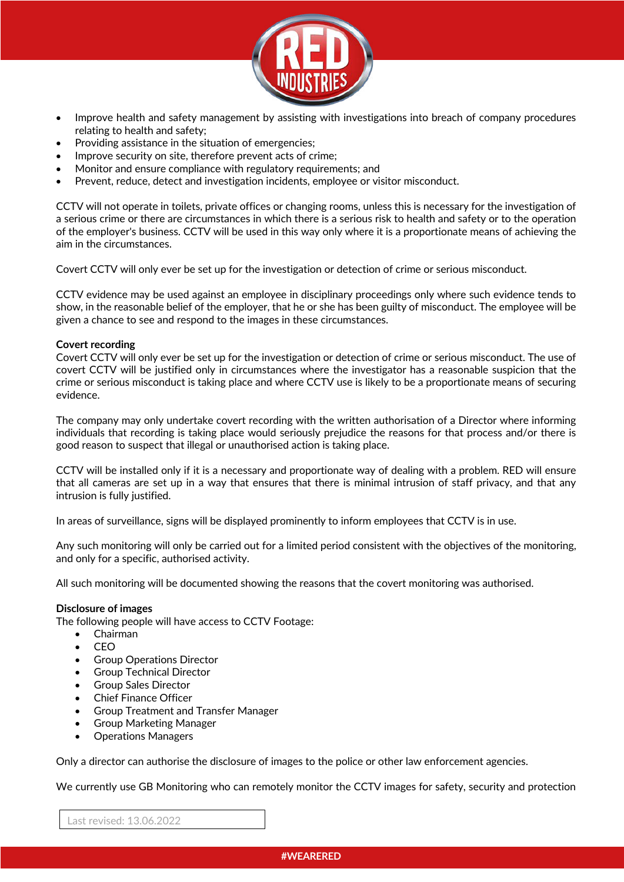- Improve health and safety management by assisting with investigations into breach of company procedures relating to health and safety;
- Providing assistance in the situation of emergencies;
- Improve security on site, therefore prevent acts of crime;
- Monitor and ensure compliance with regulatory requirements; and
- Prevent, reduce, detect and investigation incidents, employee or visitor misconduct.

CCTV will not operate in toilets, private offices or changing rooms, unless this is necessary for the investigation of a serious crime or there are circumstances in which there is a serious risk to health and safety or to the operation of the employer's business. CCTV will be used in this way only where it is a proportionate means of achieving the aim in the circumstances.

Covert CCTV will only ever be set up for the investigation or detection of crime or serious misconduct.

CCTV evidence may be used against an employee in disciplinary proceedings only where such evidence tends to show, in the reasonable belief of the employer, that he or she has been guilty of misconduct. The employee will be given a chance to see and respond to the images in these circumstances.

**Covert recording**

Covert CCTV will only ever be set up for the investigation or detection of crime or serious misconduct. The use of covert CCTV will be justified only in circumstances where the investigator has a reasonable suspicion that the crime or serious misconduct is taking place and where CCTV use is likely to be a proportionate means of securing evidence.

The company may only undertake covert recording with the written authorisation of a Director where informing individuals that recording is taking place would seriously prejudice the reasons for that process and/or there is good reason to suspect that illegal or unauthorised action is taking place.

CCTV will be installed only if it is a necessary and proportionate way of dealing with a problem. RED will ensure that all cameras are set up in a way that ensures that there is minimal intrusion of staff privacy, and that any intrusion is fully justified.

In areas of surveillance, signs will be displayed prominently to inform employees that CCTV is in use.

Any such monitoring will only be carried out for a limited period consistent with the objectives of the monitoring, and only for a specific, authorised activity.

All such monitoring will be documented showing the reasons that the covert monitoring was authorised.

**Disclosure of images**

The following people will have access to CCTV Footage:

- Chairman
- CEO
- Group Operations Director
- Group Technical Director
- Group Sales Director
- Chief Finance Officer
- Group Treatment and Transfer Manager
- Group Marketing Manager
- Operations Managers

Only a director can authorise the disclosure of images to the police or other law enforcement agencies.

We currently use GB Monitoring who can remotely monitor the CCTV images for safety, security and protection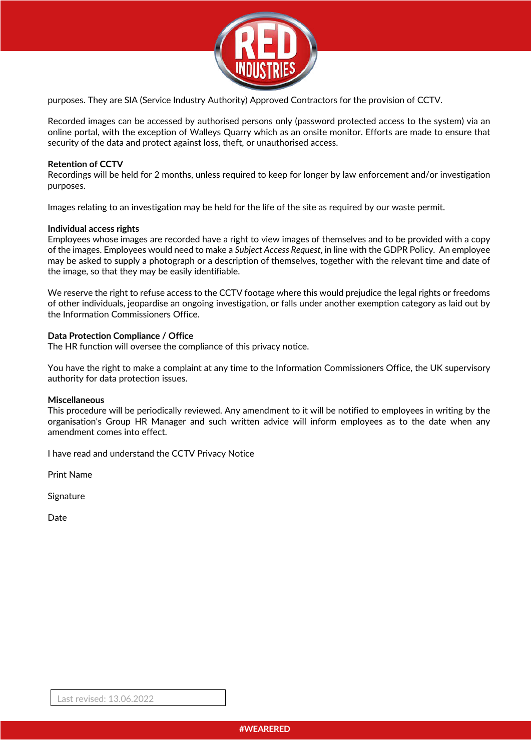purposes. They are SIA (Service Industry Authority) Approved Contractors for the provision of CCTV.

Recorded images can be accessed by authorised persons only (password protected access to the system) via an online portal, with the exception of Walleys Quarry which as an onsite monitor. Efforts are made to ensure that security of the data and protect against loss, theft, or unauthorised access.

**Retention of CCTV**
Recordings will be held for 2 months, unless required to keep for longer by law enforcement and/or investigation purposes.

Images relating to an investigation may be held for the life of the site as required by our waste permit.

**Individual access rights**
Employees whose images are recorded have a right to view images of themselves and to be provided with a copy of the images. Employees would need to make a *Subject Access Request*, in line with the GDPR Policy. An employee may be asked to supply a photograph or a description of themselves, together with the relevant time and date of the image, so that they may be easily identifiable.

We reserve the right to refuse access to the CCTV footage where this would prejudice the legal rights or freedoms of other individuals, jeopardise an ongoing investigation, or falls under another exemption category as laid out by the Information Commissioners Office.

**Data Protection Compliance / Office**
The HR function will oversee the compliance of this privacy notice.

You have the right to make a complaint at any time to the Information Commissioners Office, the UK supervisory authority for data protection issues.

**Miscellaneous**
This procedure will be periodically reviewed. Any amendment to it will be notified to employees in writing by the organisation's Group HR Manager and such written advice will inform employees as to the date when any amendment comes into effect.

I have read and understand the CCTV Privacy Notice

Print Name

Signature

Date

Last revised: 13.06.2022